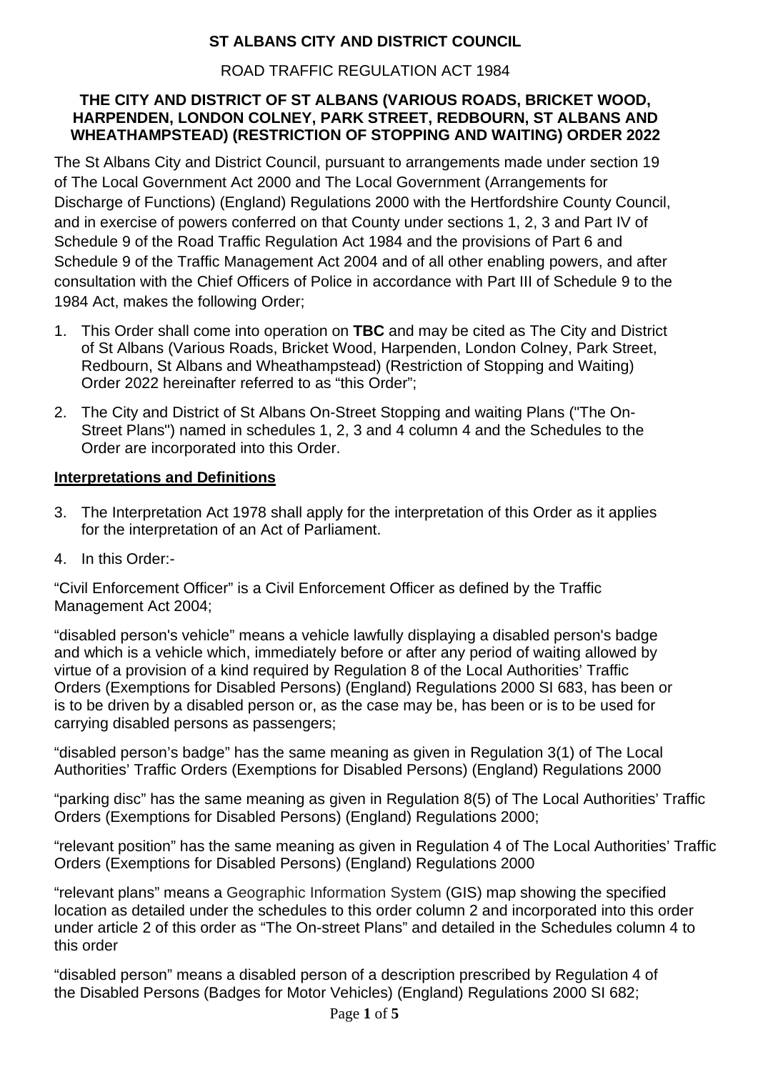**ST ALBANS CITY AND DISTRICT COUNCIL**

ROAD TRAFFIC REGULATION ACT 1984

**THE CITY AND DISTRICT OF ST ALBANS (VARIOUS ROADS, BRICKET WOOD, HARPENDEN, LONDON COLNEY, PARK STREET, REDBOURN, ST ALBANS AND WHEATHAMPSTEAD) (RESTRICTION OF STOPPING AND WAITING) ORDER 2022**

The St Albans City and District Council, pursuant to arrangements made under section 19 of The Local Government Act 2000 and The Local Government (Arrangements for Discharge of Functions) (England) Regulations 2000 with the Hertfordshire County Council, and in exercise of powers conferred on that County under sections 1, 2, 3 and Part IV of Schedule 9 of the Road Traffic Regulation Act 1984 and the provisions of Part 6 and Schedule 9 of the Traffic Management Act 2004 and of all other enabling powers, and after consultation with the Chief Officers of Police in accordance with Part III of Schedule 9 to the 1984 Act, makes the following Order;

1. This Order shall come into operation on **TBC** and may be cited as The City and District of St Albans (Various Roads, Bricket Wood, Harpenden, London Colney, Park Street, Redbourn, St Albans and Wheathampstead) (Restriction of Stopping and Waiting) Order 2022 hereinafter referred to as "this Order";
2. The City and District of St Albans On-Street Stopping and waiting Plans ("The On-Street Plans") named in schedules 1, 2, 3 and 4 column 4 and the Schedules to the Order are incorporated into this Order.

**<u>Interpretations and Definitions</u>**

3. The Interpretation Act 1978 shall apply for the interpretation of this Order as it applies for the interpretation of an Act of Parliament.
4. In this Order:-

"Civil Enforcement Officer" is a Civil Enforcement Officer as defined by the Traffic Management Act 2004;

"disabled person's vehicle" means a vehicle lawfully displaying a disabled person's badge and which is a vehicle which, immediately before or after any period of waiting allowed by virtue of a provision of a kind required by Regulation 8 of the Local Authorities' Traffic Orders (Exemptions for Disabled Persons) (England) Regulations 2000 SI 683, has been or is to be driven by a disabled person or, as the case may be, has been or is to be used for carrying disabled persons as passengers;

"disabled person's badge" has the same meaning as given in Regulation 3(1) of The Local Authorities' Traffic Orders (Exemptions for Disabled Persons) (England) Regulations 2000

"parking disc" has the same meaning as given in Regulation 8(5) of The Local Authorities' Traffic Orders (Exemptions for Disabled Persons) (England) Regulations 2000;

"relevant position" has the same meaning as given in Regulation 4 of The Local Authorities' Traffic Orders (Exemptions for Disabled Persons) (England) Regulations 2000

"relevant plans" means a Geographic Information System (GIS) map showing the specified location as detailed under the schedules to this order column 2 and incorporated into this order under article 2 of this order as "The On-street Plans" and detailed in the Schedules column 4 to this order

"disabled person" means a disabled person of a description prescribed by Regulation 4 of the Disabled Persons (Badges for Motor Vehicles) (England) Regulations 2000 SI 682;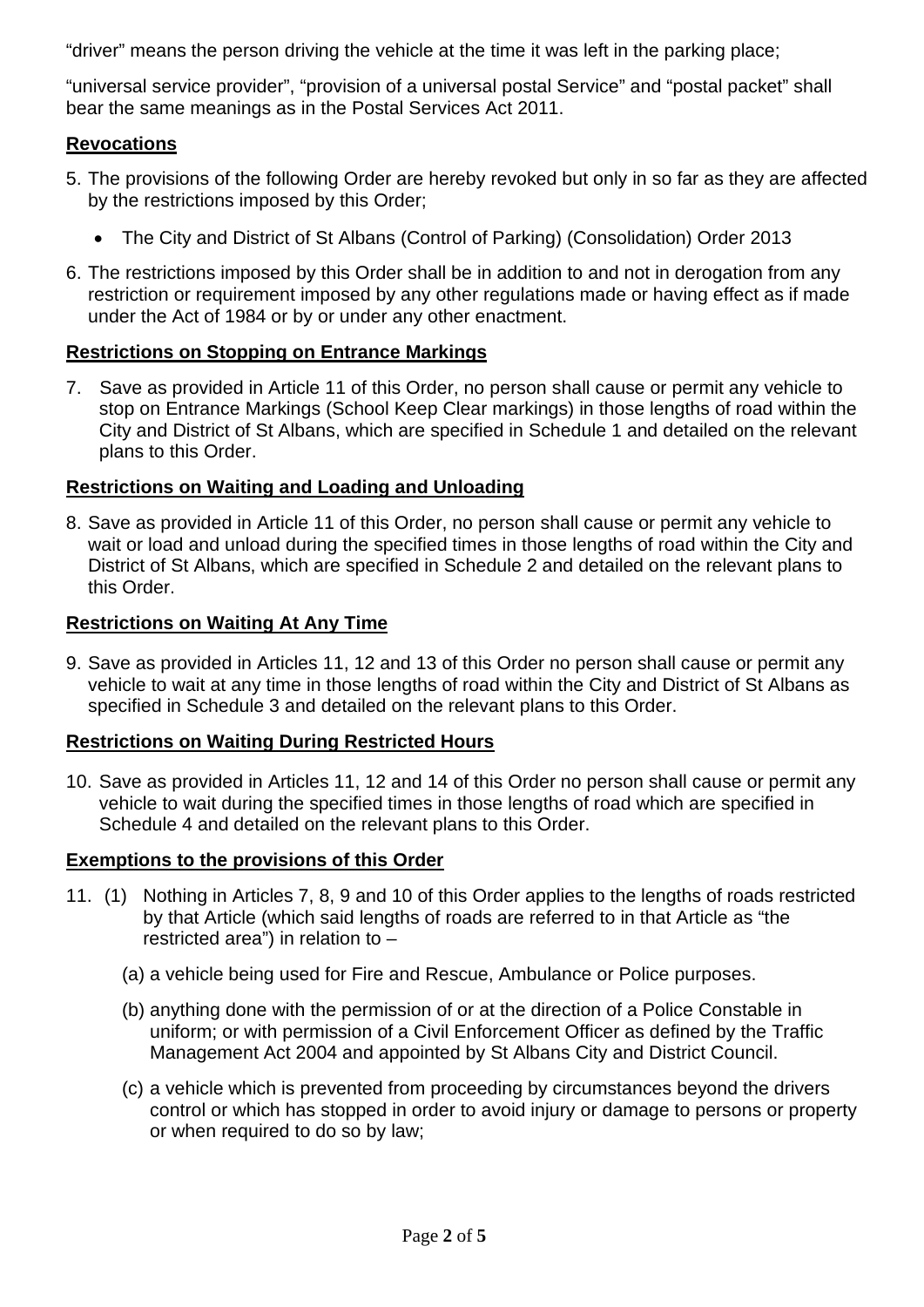"driver" means the person driving the vehicle at the time it was left in the parking place;

"universal service provider", "provision of a universal postal Service" and "postal packet" shall bear the same meanings as in the Postal Services Act 2011.

## Revocations

5. The provisions of the following Order are hereby revoked but only in so far as they are affected by the restrictions imposed by this Order;

   - The City and District of St Albans (Control of Parking) (Consolidation) Order 2013

6. The restrictions imposed by this Order shall be in addition to and not in derogation from any restriction or requirement imposed by any other regulations made or having effect as if made under the Act of 1984 or by or under any other enactment.

## Restrictions on Stopping on Entrance Markings

7. Save as provided in Article 11 of this Order, no person shall cause or permit any vehicle to stop on Entrance Markings (School Keep Clear markings) in those lengths of road within the City and District of St Albans, which are specified in Schedule 1 and detailed on the relevant plans to this Order.

## Restrictions on Waiting and Loading and Unloading

8. Save as provided in Article 11 of this Order, no person shall cause or permit any vehicle to wait or load and unload during the specified times in those lengths of road within the City and District of St Albans, which are specified in Schedule 2 and detailed on the relevant plans to this Order.

## Restrictions on Waiting At Any Time

9. Save as provided in Articles 11, 12 and 13 of this Order no person shall cause or permit any vehicle to wait at any time in those lengths of road within the City and District of St Albans as specified in Schedule 3 and detailed on the relevant plans to this Order.

## Restrictions on Waiting During Restricted Hours

10. Save as provided in Articles 11, 12 and 14 of this Order no person shall cause or permit any vehicle to wait during the specified times in those lengths of road which are specified in Schedule 4 and detailed on the relevant plans to this Order.

## Exemptions to the provisions of this Order

11. (1) Nothing in Articles 7, 8, 9 and 10 of this Order applies to the lengths of roads restricted by that Article (which said lengths of roads are referred to in that Article as "the restricted area") in relation to –

    (a) a vehicle being used for Fire and Rescue, Ambulance or Police purposes.

    (b) anything done with the permission of or at the direction of a Police Constable in uniform; or with permission of a Civil Enforcement Officer as defined by the Traffic Management Act 2004 and appointed by St Albans City and District Council.

    (c) a vehicle which is prevented from proceeding by circumstances beyond the drivers control or which has stopped in order to avoid injury or damage to persons or property or when required to do so by law;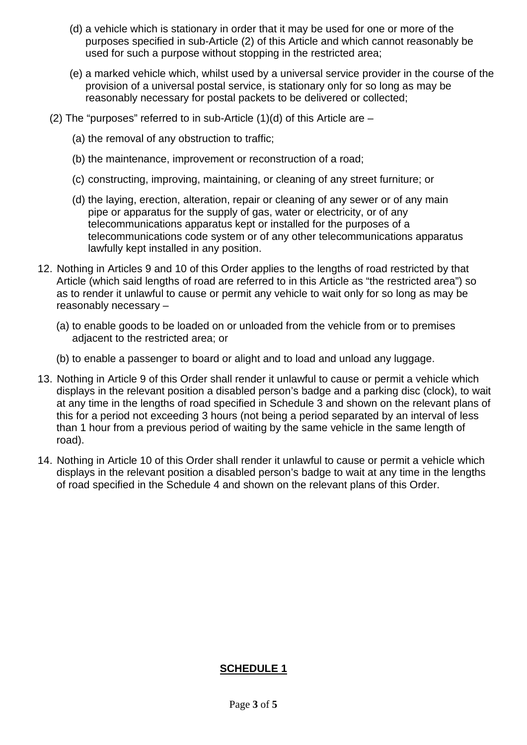(d) a vehicle which is stationary in order that it may be used for one or more of the purposes specified in sub-Article (2) of this Article and which cannot reasonably be used for such a purpose without stopping in the restricted area;

(e) a marked vehicle which, whilst used by a universal service provider in the course of the provision of a universal postal service, is stationary only for so long as may be reasonably necessary for postal packets to be delivered or collected;

(2) The "purposes" referred to in sub-Article (1)(d) of this Article are –

(a) the removal of any obstruction to traffic;

(b) the maintenance, improvement or reconstruction of a road;

(c) constructing, improving, maintaining, or cleaning of any street furniture; or

(d) the laying, erection, alteration, repair or cleaning of any sewer or of any main pipe or apparatus for the supply of gas, water or electricity, or of any telecommunications apparatus kept or installed for the purposes of a telecommunications code system or of any other telecommunications apparatus lawfully kept installed in any position.

12. Nothing in Articles 9 and 10 of this Order applies to the lengths of road restricted by that Article (which said lengths of road are referred to in this Article as "the restricted area") so as to render it unlawful to cause or permit any vehicle to wait only for so long as may be reasonably necessary –

    (a) to enable goods to be loaded on or unloaded from the vehicle from or to premises adjacent to the restricted area; or

    (b) to enable a passenger to board or alight and to load and unload any luggage.

13. Nothing in Article 9 of this Order shall render it unlawful to cause or permit a vehicle which displays in the relevant position a disabled person's badge and a parking disc (clock), to wait at any time in the lengths of road specified in Schedule 3 and shown on the relevant plans of this for a period not exceeding 3 hours (not being a period separated by an interval of less than 1 hour from a previous period of waiting by the same vehicle in the same length of road).

14. Nothing in Article 10 of this Order shall render it unlawful to cause or permit a vehicle which displays in the relevant position a disabled person's badge to wait at any time in the lengths of road specified in the Schedule 4 and shown on the relevant plans of this Order.

## SCHEDULE 1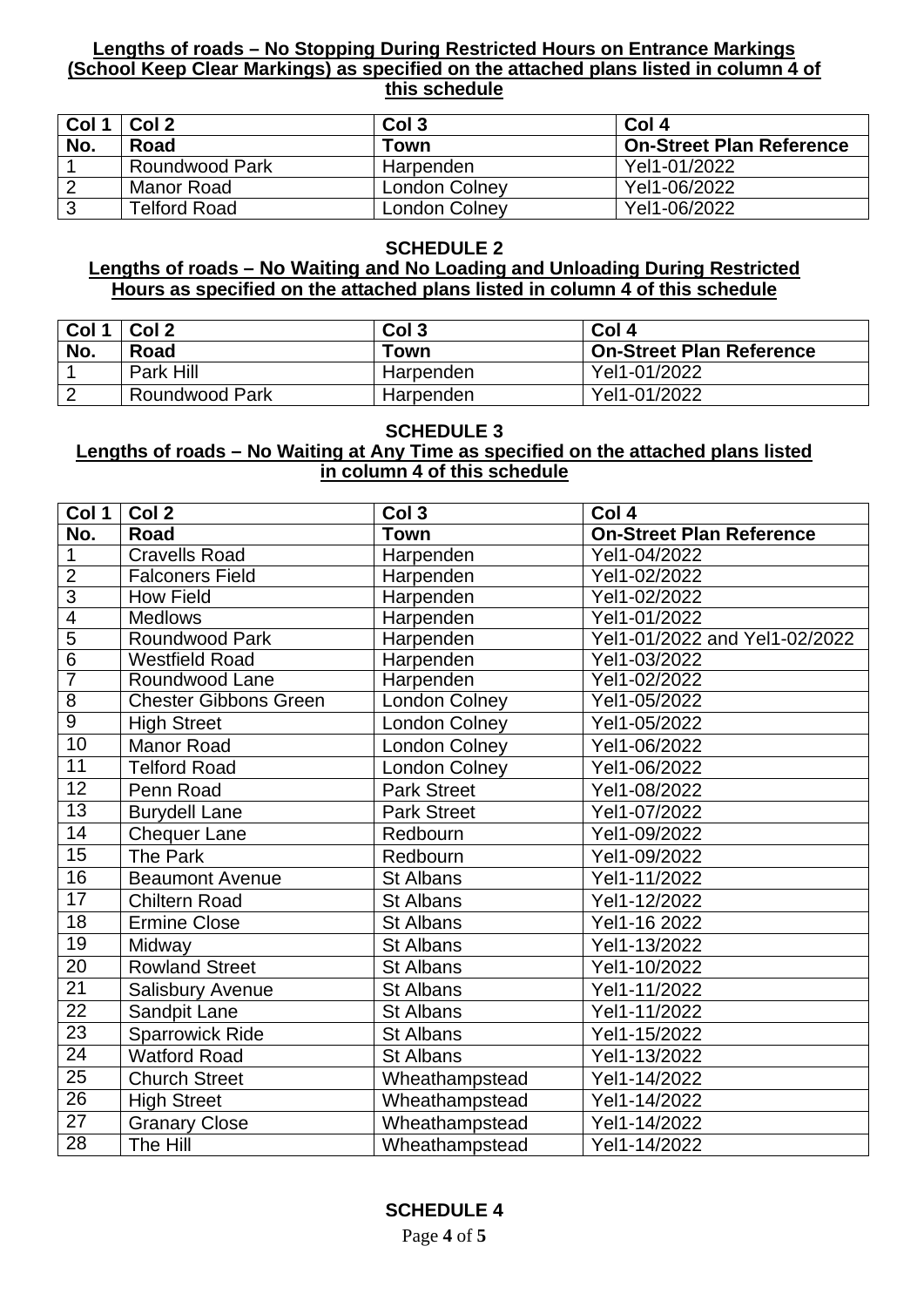**Lengths of roads – No Stopping During Restricted Hours on Entrance Markings (School Keep Clear Markings) as specified on the attached plans listed in column 4 of this schedule**

| Col 1 | Col 2 | Col 3 | Col 4 |
|---|---|---|---|
| **No.** | **Road** | **Town** | **On-Street Plan Reference** |
| 1 | Roundwood Park | Harpenden | Yel1-01/2022 |
| 2 | Manor Road | London Colney | Yel1-06/2022 |
| 3 | Telford Road | London Colney | Yel1-06/2022 |

## SCHEDULE 2

**Lengths of roads – No Waiting and No Loading and Unloading During Restricted Hours as specified on the attached plans listed in column 4 of this schedule**

| Col 1 | Col 2 | Col 3 | Col 4 |
|---|---|---|---|
| **No.** | **Road** | **Town** | **On-Street Plan Reference** |
| 1 | Park Hill | Harpenden | Yel1-01/2022 |
| 2 | Roundwood Park | Harpenden | Yel1-01/2022 |

## SCHEDULE 3

**Lengths of roads – No Waiting at Any Time as specified on the attached plans listed in column 4 of this schedule**

| Col 1 | Col 2 | Col 3 | Col 4 |
|---|---|---|---|
| **No.** | **Road** | **Town** | **On-Street Plan Reference** |
| 1 | Cravells Road | Harpenden | Yel1-04/2022 |
| 2 | Falconers Field | Harpenden | Yel1-02/2022 |
| 3 | How Field | Harpenden | Yel1-02/2022 |
| 4 | Medlows | Harpenden | Yel1-01/2022 |
| 5 | Roundwood Park | Harpenden | Yel1-01/2022 and Yel1-02/2022 |
| 6 | Westfield Road | Harpenden | Yel1-03/2022 |
| 7 | Roundwood Lane | Harpenden | Yel1-02/2022 |
| 8 | Chester Gibbons Green | London Colney | Yel1-05/2022 |
| 9 | High Street | London Colney | Yel1-05/2022 |
| 10 | Manor Road | London Colney | Yel1-06/2022 |
| 11 | Telford Road | London Colney | Yel1-06/2022 |
| 12 | Penn Road | Park Street | Yel1-08/2022 |
| 13 | Burydell Lane | Park Street | Yel1-07/2022 |
| 14 | Chequer Lane | Redbourn | Yel1-09/2022 |
| 15 | The Park | Redbourn | Yel1-09/2022 |
| 16 | Beaumont Avenue | St Albans | Yel1-11/2022 |
| 17 | Chiltern Road | St Albans | Yel1-12/2022 |
| 18 | Ermine Close | St Albans | Yel1-16 2022 |
| 19 | Midway | St Albans | Yel1-13/2022 |
| 20 | Rowland Street | St Albans | Yel1-10/2022 |
| 21 | Salisbury Avenue | St Albans | Yel1-11/2022 |
| 22 | Sandpit Lane | St Albans | Yel1-11/2022 |
| 23 | Sparrowick Ride | St Albans | Yel1-15/2022 |
| 24 | Watford Road | St Albans | Yel1-13/2022 |
| 25 | Church Street | Wheathampstead | Yel1-14/2022 |
| 26 | High Street | Wheathampstead | Yel1-14/2022 |
| 27 | Granary Close | Wheathampstead | Yel1-14/2022 |
| 28 | The Hill | Wheathampstead | Yel1-14/2022 |

## SCHEDULE 4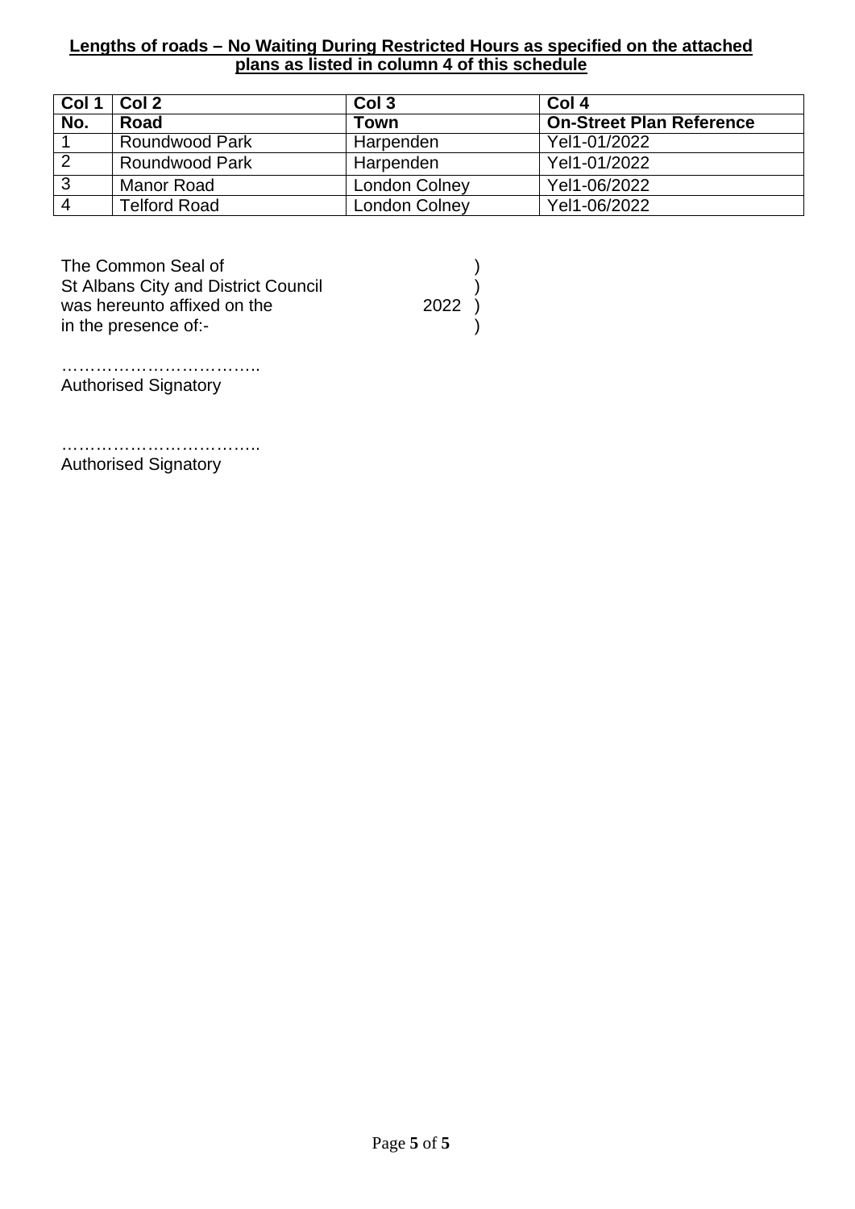**Lengths of roads – No Waiting During Restricted Hours as specified on the attached plans as listed in column 4 of this schedule**

| Col 1 | Col 2 | Col 3 | Col 4 |
|---|---|---|---|
| **No.** | **Road** | **Town** | **On-Street Plan Reference** |
| 1 | Roundwood Park | Harpenden | Yel1-01/2022 |
| 2 | Roundwood Park | Harpenden | Yel1-01/2022 |
| 3 | Manor Road | London Colney | Yel1-06/2022 |
| 4 | Telford Road | London Colney | Yel1-06/2022 |

The Common Seal of )
St Albans City and District Council )
was hereunto affixed on the 2022 )
in the presence of:- )

……………………………..
Authorised Signatory

……………………………..
Authorised Signatory